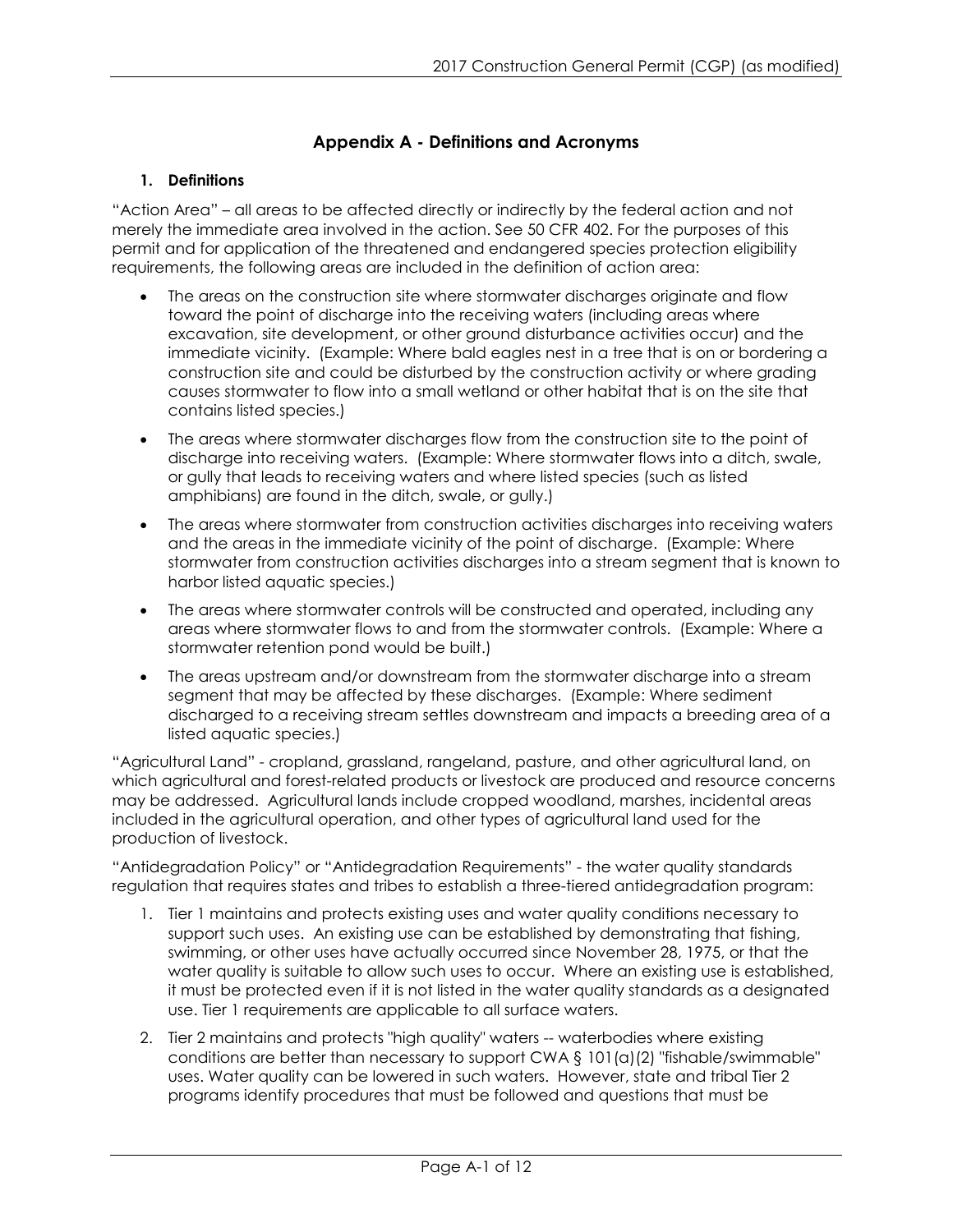## Appendix A - Definitions and Acronyms

### 1. Definitions

"Action Area" – all areas to be affected directly or indirectly by the federal action and not merely the immediate area involved in the action. See 50 CFR 402. For the purposes of this permit and for application of the threatened and endangered species protection eligibility requirements, the following areas are included in the definition of action area:

- The areas on the construction site where stormwater discharges originate and flow toward the point of discharge into the receiving waters (including areas where excavation, site development, or other ground disturbance activities occur) and the immediate vicinity. (Example: Where bald eagles nest in a tree that is on or bordering a construction site and could be disturbed by the construction activity or where grading causes stormwater to flow into a small wetland or other habitat that is on the site that contains listed species.)
- The areas where stormwater discharges flow from the construction site to the point of discharge into receiving waters. (Example: Where stormwater flows into a ditch, swale, or gully that leads to receiving waters and where listed species (such as listed amphibians) are found in the ditch, swale, or gully.)
- The areas where stormwater from construction activities discharges into receiving waters and the areas in the immediate vicinity of the point of discharge. (Example: Where stormwater from construction activities discharges into a stream segment that is known to harbor listed aquatic species.)
- The areas where stormwater controls will be constructed and operated, including any areas where stormwater flows to and from the stormwater controls. (Example: Where a stormwater retention pond would be built.)
- The areas upstream and/or downstream from the stormwater discharge into a stream segment that may be affected by these discharges. (Example: Where sediment discharged to a receiving stream settles downstream and impacts a breeding area of a listed aquatic species.)

"Agricultural Land" - cropland, grassland, rangeland, pasture, and other agricultural land, on which agricultural and forest-related products or livestock are produced and resource concerns may be addressed. Agricultural lands include cropped woodland, marshes, incidental areas included in the agricultural operation, and other types of agricultural land used for the production of livestock.

"Antidegradation Policy" or "Antidegradation Requirements" - the water quality standards regulation that requires states and tribes to establish a three-tiered antidegradation program:

1. Tier 1 maintains and protects existing uses and water quality conditions necessary to support such uses. An existing use can be established by demonstrating that fishing, swimming, or other uses have actually occurred since November 28, 1975, or that the water quality is suitable to allow such uses to occur. Where an existing use is established, it must be protected even if it is not listed in the water quality standards as a designated use. Tier 1 requirements are applicable to all surface waters.
2. Tier 2 maintains and protects "high quality" waters -- waterbodies where existing conditions are better than necessary to support CWA § 101(a)(2) "fishable/swimmable" uses. Water quality can be lowered in such waters. However, state and tribal Tier 2 programs identify procedures that must be followed and questions that must be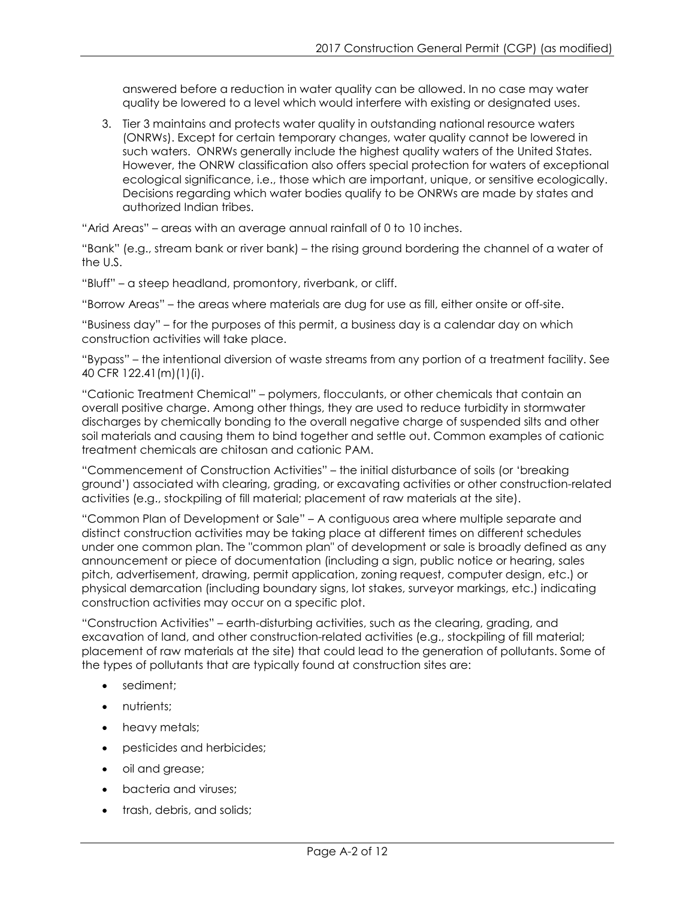answered before a reduction in water quality can be allowed. In no case may water quality be lowered to a level which would interfere with existing or designated uses.

3. Tier 3 maintains and protects water quality in outstanding national resource waters (ONRWs). Except for certain temporary changes, water quality cannot be lowered in such waters. ONRWs generally include the highest quality waters of the United States. However, the ONRW classification also offers special protection for waters of exceptional ecological significance, i.e., those which are important, unique, or sensitive ecologically. Decisions regarding which water bodies qualify to be ONRWs are made by states and authorized Indian tribes.

"Arid Areas" – areas with an average annual rainfall of 0 to 10 inches.

"Bank" (e.g., stream bank or river bank) – the rising ground bordering the channel of a water of the U.S.

"Bluff" – a steep headland, promontory, riverbank, or cliff.

"Borrow Areas" – the areas where materials are dug for use as fill, either onsite or off-site.

"Business day" – for the purposes of this permit, a business day is a calendar day on which construction activities will take place.

"Bypass" – the intentional diversion of waste streams from any portion of a treatment facility. See 40 CFR 122.41(m)(1)(i).

"Cationic Treatment Chemical" – polymers, flocculants, or other chemicals that contain an overall positive charge. Among other things, they are used to reduce turbidity in stormwater discharges by chemically bonding to the overall negative charge of suspended silts and other soil materials and causing them to bind together and settle out. Common examples of cationic treatment chemicals are chitosan and cationic PAM.

"Commencement of Construction Activities" – the initial disturbance of soils (or 'breaking ground') associated with clearing, grading, or excavating activities or other construction-related activities (e.g., stockpiling of fill material; placement of raw materials at the site).

"Common Plan of Development or Sale" – A contiguous area where multiple separate and distinct construction activities may be taking place at different times on different schedules under one common plan. The "common plan" of development or sale is broadly defined as any announcement or piece of documentation (including a sign, public notice or hearing, sales pitch, advertisement, drawing, permit application, zoning request, computer design, etc.) or physical demarcation (including boundary signs, lot stakes, surveyor markings, etc.) indicating construction activities may occur on a specific plot.

"Construction Activities" – earth-disturbing activities, such as the clearing, grading, and excavation of land, and other construction-related activities (e.g., stockpiling of fill material; placement of raw materials at the site) that could lead to the generation of pollutants. Some of the types of pollutants that are typically found at construction sites are:

- sediment;
- nutrients;
- heavy metals;
- pesticides and herbicides;
- oil and grease;
- bacteria and viruses;
- trash, debris, and solids;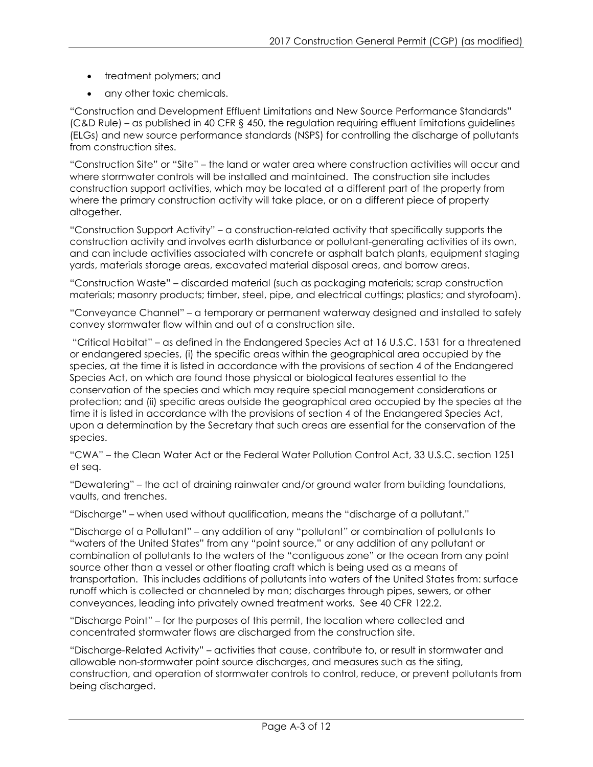- treatment polymers; and
- any other toxic chemicals.

"Construction and Development Effluent Limitations and New Source Performance Standards" (C&D Rule) – as published in 40 CFR § 450, the regulation requiring effluent limitations guidelines (ELGs) and new source performance standards (NSPS) for controlling the discharge of pollutants from construction sites.

"Construction Site" or "Site" – the land or water area where construction activities will occur and where stormwater controls will be installed and maintained. The construction site includes construction support activities, which may be located at a different part of the property from where the primary construction activity will take place, or on a different piece of property altogether.

"Construction Support Activity" – a construction-related activity that specifically supports the construction activity and involves earth disturbance or pollutant-generating activities of its own, and can include activities associated with concrete or asphalt batch plants, equipment staging yards, materials storage areas, excavated material disposal areas, and borrow areas.

"Construction Waste" – discarded material (such as packaging materials; scrap construction materials; masonry products; timber, steel, pipe, and electrical cuttings; plastics; and styrofoam).

"Conveyance Channel" – a temporary or permanent waterway designed and installed to safely convey stormwater flow within and out of a construction site.

"Critical Habitat" – as defined in the Endangered Species Act at 16 U.S.C. 1531 for a threatened or endangered species, (i) the specific areas within the geographical area occupied by the species, at the time it is listed in accordance with the provisions of section 4 of the Endangered Species Act, on which are found those physical or biological features essential to the conservation of the species and which may require special management considerations or protection; and (ii) specific areas outside the geographical area occupied by the species at the time it is listed in accordance with the provisions of section 4 of the Endangered Species Act, upon a determination by the Secretary that such areas are essential for the conservation of the species.

"CWA" – the Clean Water Act or the Federal Water Pollution Control Act, 33 U.S.C. section 1251 et seq.

"Dewatering" – the act of draining rainwater and/or ground water from building foundations, vaults, and trenches.

"Discharge" – when used without qualification, means the "discharge of a pollutant."

"Discharge of a Pollutant" – any addition of any "pollutant" or combination of pollutants to "waters of the United States" from any "point source," or any addition of any pollutant or combination of pollutants to the waters of the "contiguous zone" or the ocean from any point source other than a vessel or other floating craft which is being used as a means of transportation. This includes additions of pollutants into waters of the United States from: surface runoff which is collected or channeled by man; discharges through pipes, sewers, or other conveyances, leading into privately owned treatment works. See 40 CFR 122.2.

"Discharge Point" – for the purposes of this permit, the location where collected and concentrated stormwater flows are discharged from the construction site.

"Discharge-Related Activity" – activities that cause, contribute to, or result in stormwater and allowable non-stormwater point source discharges, and measures such as the siting, construction, and operation of stormwater controls to control, reduce, or prevent pollutants from being discharged.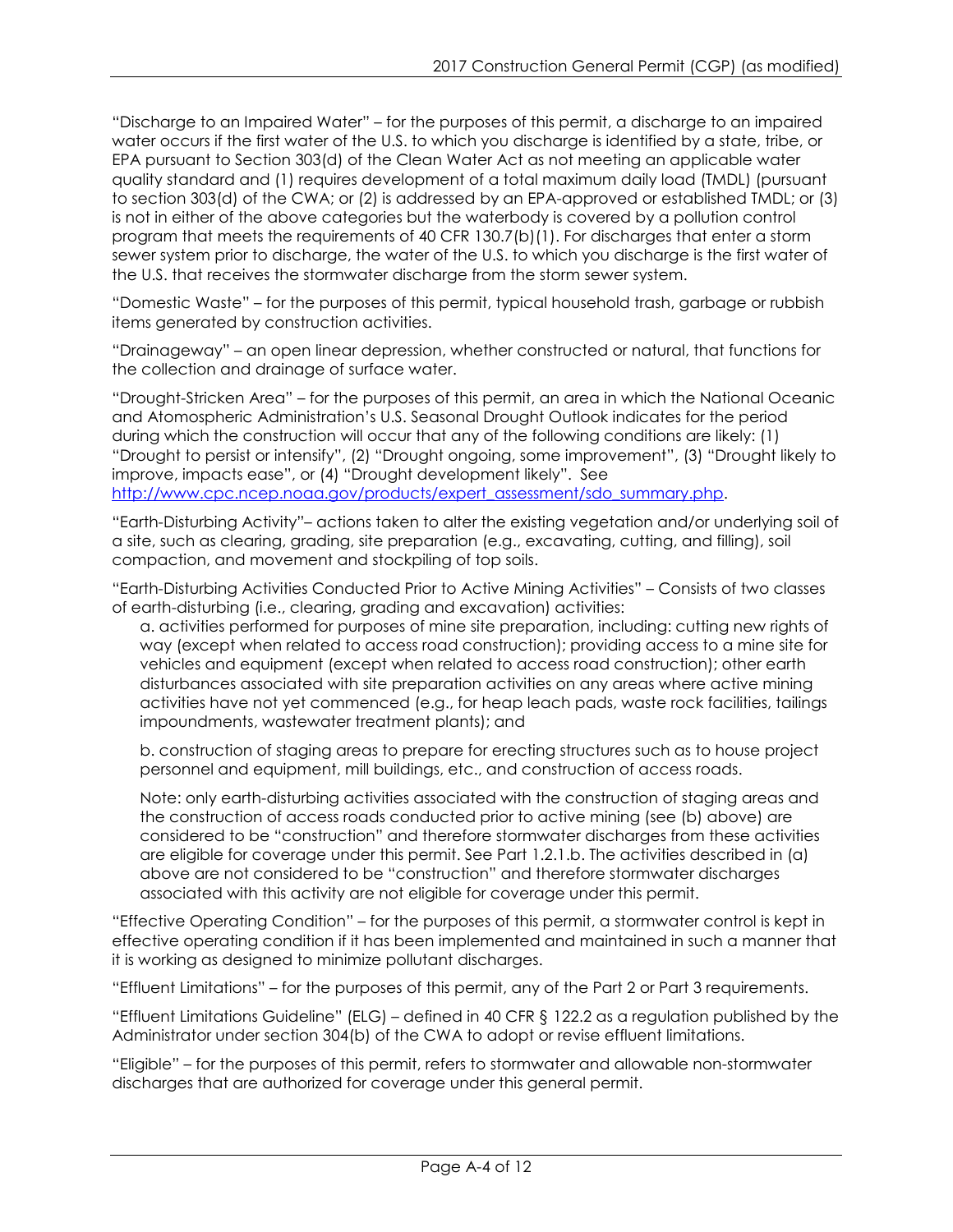"Discharge to an Impaired Water" – for the purposes of this permit, a discharge to an impaired water occurs if the first water of the U.S. to which you discharge is identified by a state, tribe, or EPA pursuant to Section 303(d) of the Clean Water Act as not meeting an applicable water quality standard and (1) requires development of a total maximum daily load (TMDL) (pursuant to section 303(d) of the CWA; or (2) is addressed by an EPA-approved or established TMDL; or (3) is not in either of the above categories but the waterbody is covered by a pollution control program that meets the requirements of 40 CFR 130.7(b)(1). For discharges that enter a storm sewer system prior to discharge, the water of the U.S. to which you discharge is the first water of the U.S. that receives the stormwater discharge from the storm sewer system.

"Domestic Waste" – for the purposes of this permit, typical household trash, garbage or rubbish items generated by construction activities.

"Drainageway" – an open linear depression, whether constructed or natural, that functions for the collection and drainage of surface water.

"Drought-Stricken Area" – for the purposes of this permit, an area in which the National Oceanic and Atomospheric Administration's U.S. Seasonal Drought Outlook indicates for the period during which the construction will occur that any of the following conditions are likely: (1) "Drought to persist or intensify", (2) "Drought ongoing, some improvement", (3) "Drought likely to improve, impacts ease", or (4) "Drought development likely". See [http://www.cpc.ncep.noaa.gov/products/expert_assessment/sdo_summary.php](http://www.cpc.ncep.noaa.gov/products/expert_assessment/sdo_summary.php).

"Earth-Disturbing Activity"– actions taken to alter the existing vegetation and/or underlying soil of a site, such as clearing, grading, site preparation (e.g., excavating, cutting, and filling), soil compaction, and movement and stockpiling of top soils.

"Earth-Disturbing Activities Conducted Prior to Active Mining Activities" – Consists of two classes of earth-disturbing (i.e., clearing, grading and excavation) activities:

a. activities performed for purposes of mine site preparation, including: cutting new rights of way (except when related to access road construction); providing access to a mine site for vehicles and equipment (except when related to access road construction); other earth disturbances associated with site preparation activities on any areas where active mining activities have not yet commenced (e.g., for heap leach pads, waste rock facilities, tailings impoundments, wastewater treatment plants); and

b. construction of staging areas to prepare for erecting structures such as to house project personnel and equipment, mill buildings, etc., and construction of access roads.

Note: only earth-disturbing activities associated with the construction of staging areas and the construction of access roads conducted prior to active mining (see (b) above) are considered to be "construction" and therefore stormwater discharges from these activities are eligible for coverage under this permit. See Part 1.2.1.b. The activities described in (a) above are not considered to be "construction" and therefore stormwater discharges associated with this activity are not eligible for coverage under this permit.

"Effective Operating Condition" – for the purposes of this permit, a stormwater control is kept in effective operating condition if it has been implemented and maintained in such a manner that it is working as designed to minimize pollutant discharges.

"Effluent Limitations" – for the purposes of this permit, any of the Part 2 or Part 3 requirements.

"Effluent Limitations Guideline" (ELG) – defined in 40 CFR § 122.2 as a regulation published by the Administrator under section 304(b) of the CWA to adopt or revise effluent limitations.

"Eligible" – for the purposes of this permit, refers to stormwater and allowable non-stormwater discharges that are authorized for coverage under this general permit.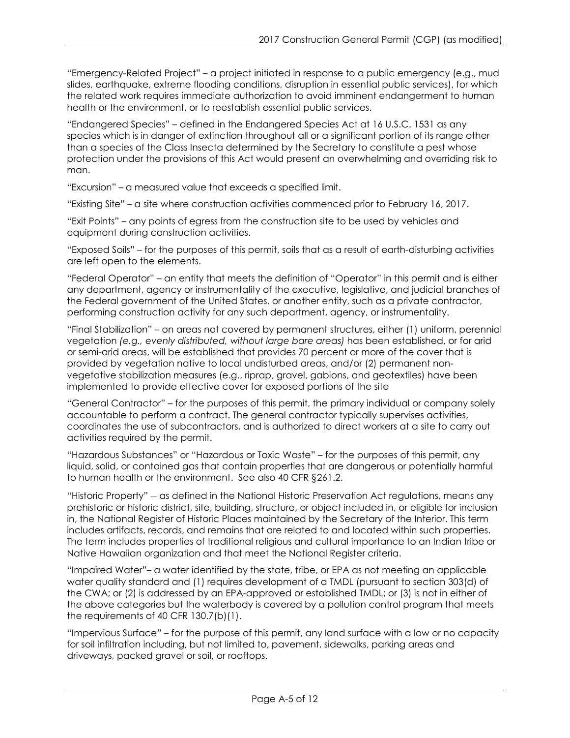"Emergency-Related Project" – a project initiated in response to a public emergency (e.g., mud slides, earthquake, extreme flooding conditions, disruption in essential public services), for which the related work requires immediate authorization to avoid imminent endangerment to human health or the environment, or to reestablish essential public services.

"Endangered Species" – defined in the Endangered Species Act at 16 U.S.C. 1531 as any species which is in danger of extinction throughout all or a significant portion of its range other than a species of the Class Insecta determined by the Secretary to constitute a pest whose protection under the provisions of this Act would present an overwhelming and overriding risk to man.

"Excursion" – a measured value that exceeds a specified limit.

"Existing Site" – a site where construction activities commenced prior to February 16, 2017.

"Exit Points" – any points of egress from the construction site to be used by vehicles and equipment during construction activities.

"Exposed Soils" – for the purposes of this permit, soils that as a result of earth-disturbing activities are left open to the elements.

"Federal Operator" – an entity that meets the definition of "Operator" in this permit and is either any department, agency or instrumentality of the executive, legislative, and judicial branches of the Federal government of the United States, or another entity, such as a private contractor, performing construction activity for any such department, agency, or instrumentality.

"Final Stabilization" – on areas not covered by permanent structures, either (1) uniform, perennial vegetation *(e.g., evenly distributed, without large bare areas)* has been established, or for arid or semi-arid areas, will be established that provides 70 percent or more of the cover that is provided by vegetation native to local undisturbed areas, and/or (2) permanent non-vegetative stabilization measures (e.g., riprap, gravel, gabions, and geotextiles) have been implemented to provide effective cover for exposed portions of the site

"General Contractor" – for the purposes of this permit, the primary individual or company solely accountable to perform a contract. The general contractor typically supervises activities, coordinates the use of subcontractors, and is authorized to direct workers at a site to carry out activities required by the permit.

"Hazardous Substances" or "Hazardous or Toxic Waste" – for the purposes of this permit, any liquid, solid, or contained gas that contain properties that are dangerous or potentially harmful to human health or the environment. See also 40 CFR §261.2.

"Historic Property" – as defined in the National Historic Preservation Act regulations, means any prehistoric or historic district, site, building, structure, or object included in, or eligible for inclusion in, the National Register of Historic Places maintained by the Secretary of the Interior. This term includes artifacts, records, and remains that are related to and located within such properties. The term includes properties of traditional religious and cultural importance to an Indian tribe or Native Hawaiian organization and that meet the National Register criteria.

"Impaired Water"– a water identified by the state, tribe, or EPA as not meeting an applicable water quality standard and (1) requires development of a TMDL (pursuant to section 303(d) of the CWA; or (2) is addressed by an EPA-approved or established TMDL; or (3) is not in either of the above categories but the waterbody is covered by a pollution control program that meets the requirements of 40 CFR 130.7(b)(1).

"Impervious Surface" – for the purpose of this permit, any land surface with a low or no capacity for soil infiltration including, but not limited to, pavement, sidewalks, parking areas and driveways, packed gravel or soil, or rooftops.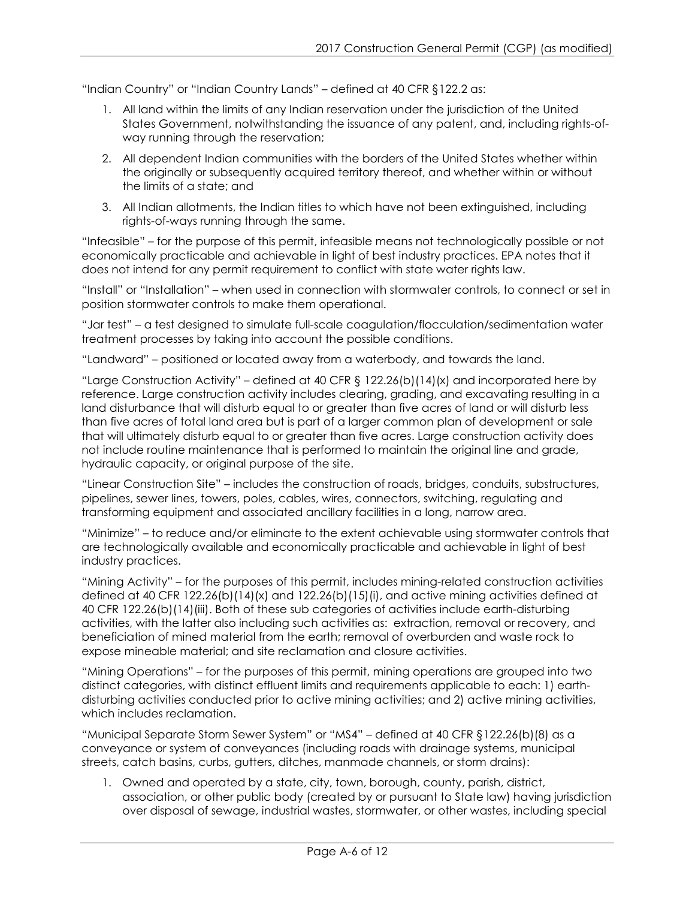"Indian Country" or "Indian Country Lands" – defined at 40 CFR §122.2 as:

1. All land within the limits of any Indian reservation under the jurisdiction of the United States Government, notwithstanding the issuance of any patent, and, including rights-of-way running through the reservation;
2. All dependent Indian communities with the borders of the United States whether within the originally or subsequently acquired territory thereof, and whether within or without the limits of a state; and
3. All Indian allotments, the Indian titles to which have not been extinguished, including rights-of-ways running through the same.

"Infeasible" – for the purpose of this permit, infeasible means not technologically possible or not economically practicable and achievable in light of best industry practices. EPA notes that it does not intend for any permit requirement to conflict with state water rights law.

"Install" or "Installation" – when used in connection with stormwater controls, to connect or set in position stormwater controls to make them operational.

"Jar test" – a test designed to simulate full-scale coagulation/flocculation/sedimentation water treatment processes by taking into account the possible conditions.

"Landward" – positioned or located away from a waterbody, and towards the land.

"Large Construction Activity" – defined at 40 CFR § 122.26(b)(14)(x) and incorporated here by reference. Large construction activity includes clearing, grading, and excavating resulting in a land disturbance that will disturb equal to or greater than five acres of land or will disturb less than five acres of total land area but is part of a larger common plan of development or sale that will ultimately disturb equal to or greater than five acres. Large construction activity does not include routine maintenance that is performed to maintain the original line and grade, hydraulic capacity, or original purpose of the site.

"Linear Construction Site" – includes the construction of roads, bridges, conduits, substructures, pipelines, sewer lines, towers, poles, cables, wires, connectors, switching, regulating and transforming equipment and associated ancillary facilities in a long, narrow area.

"Minimize" – to reduce and/or eliminate to the extent achievable using stormwater controls that are technologically available and economically practicable and achievable in light of best industry practices.

"Mining Activity" – for the purposes of this permit, includes mining-related construction activities defined at 40 CFR 122.26(b)(14)(x) and 122.26(b)(15)(i), and active mining activities defined at 40 CFR 122.26(b)(14)(iii). Both of these sub categories of activities include earth-disturbing activities, with the latter also including such activities as: extraction, removal or recovery, and beneficiation of mined material from the earth; removal of overburden and waste rock to expose mineable material; and site reclamation and closure activities.

"Mining Operations" – for the purposes of this permit, mining operations are grouped into two distinct categories, with distinct effluent limits and requirements applicable to each: 1) earth-disturbing activities conducted prior to active mining activities; and 2) active mining activities, which includes reclamation.

"Municipal Separate Storm Sewer System" or "MS4" – defined at 40 CFR §122.26(b)(8) as a conveyance or system of conveyances (including roads with drainage systems, municipal streets, catch basins, curbs, gutters, ditches, manmade channels, or storm drains):

1. Owned and operated by a state, city, town, borough, county, parish, district, association, or other public body (created by or pursuant to State law) having jurisdiction over disposal of sewage, industrial wastes, stormwater, or other wastes, including special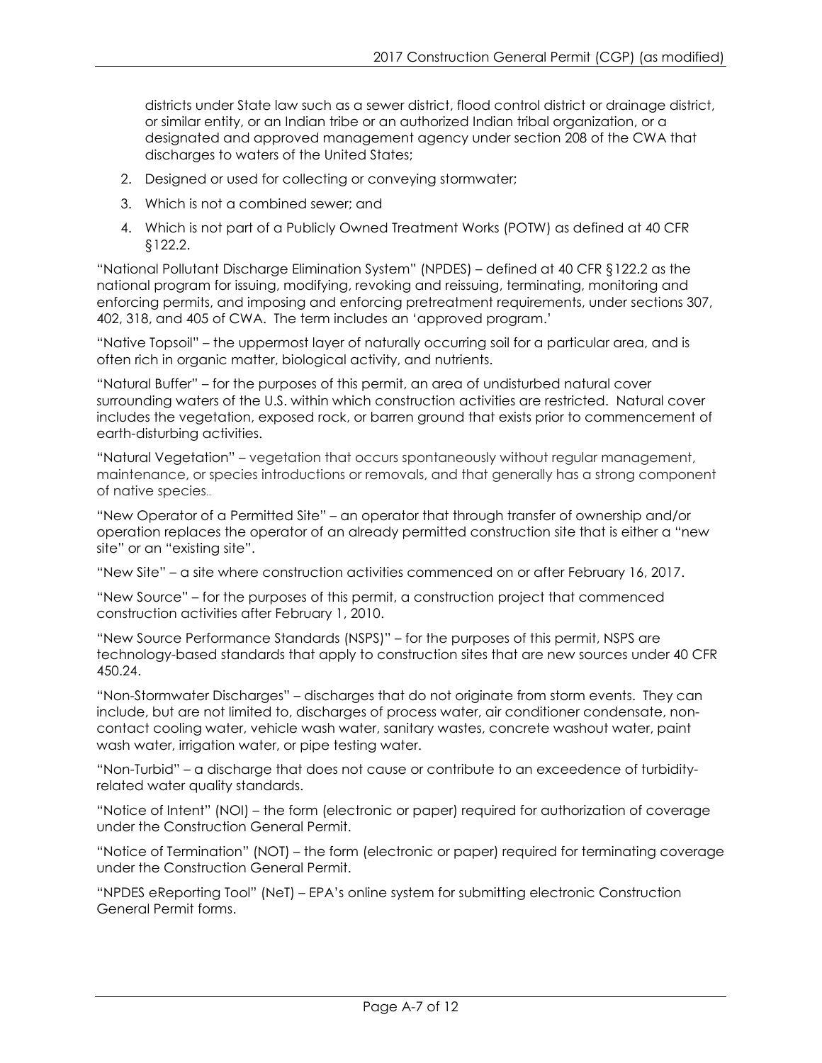districts under State law such as a sewer district, flood control district or drainage district, or similar entity, or an Indian tribe or an authorized Indian tribal organization, or a designated and approved management agency under section 208 of the CWA that discharges to waters of the United States;

2. Designed or used for collecting or conveying stormwater;
3. Which is not a combined sewer; and
4. Which is not part of a Publicly Owned Treatment Works (POTW) as defined at 40 CFR §122.2.

"National Pollutant Discharge Elimination System" (NPDES) – defined at 40 CFR §122.2 as the national program for issuing, modifying, revoking and reissuing, terminating, monitoring and enforcing permits, and imposing and enforcing pretreatment requirements, under sections 307, 402, 318, and 405 of CWA. The term includes an 'approved program.'

"Native Topsoil" – the uppermost layer of naturally occurring soil for a particular area, and is often rich in organic matter, biological activity, and nutrients.

"Natural Buffer" – for the purposes of this permit, an area of undisturbed natural cover surrounding waters of the U.S. within which construction activities are restricted. Natural cover includes the vegetation, exposed rock, or barren ground that exists prior to commencement of earth-disturbing activities.

"Natural Vegetation" – vegetation that occurs spontaneously without regular management, maintenance, or species introductions or removals, and that generally has a strong component of native species..

"New Operator of a Permitted Site" – an operator that through transfer of ownership and/or operation replaces the operator of an already permitted construction site that is either a "new site" or an "existing site".

"New Site" – a site where construction activities commenced on or after February 16, 2017.

"New Source" – for the purposes of this permit, a construction project that commenced construction activities after February 1, 2010.

"New Source Performance Standards (NSPS)" – for the purposes of this permit, NSPS are technology-based standards that apply to construction sites that are new sources under 40 CFR 450.24.

"Non-Stormwater Discharges" – discharges that do not originate from storm events. They can include, but are not limited to, discharges of process water, air conditioner condensate, non-contact cooling water, vehicle wash water, sanitary wastes, concrete washout water, paint wash water, irrigation water, or pipe testing water.

"Non-Turbid" – a discharge that does not cause or contribute to an exceedence of turbidity-related water quality standards.

"Notice of Intent" (NOI) – the form (electronic or paper) required for authorization of coverage under the Construction General Permit.

"Notice of Termination" (NOT) – the form (electronic or paper) required for terminating coverage under the Construction General Permit.

"NPDES eReporting Tool" (NeT) – EPA's online system for submitting electronic Construction General Permit forms.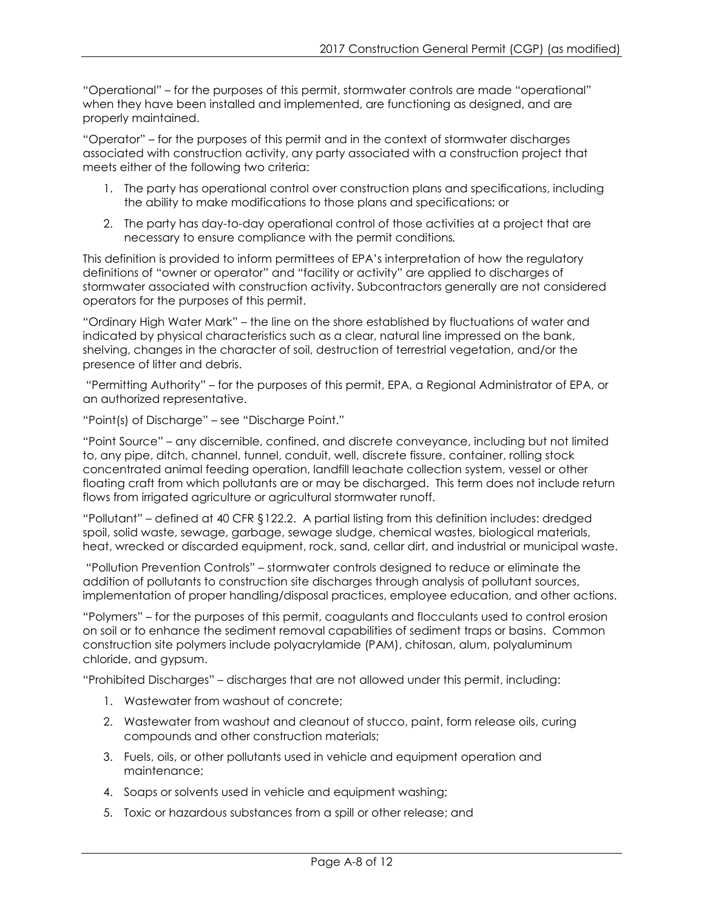"Operational" – for the purposes of this permit, stormwater controls are made "operational" when they have been installed and implemented, are functioning as designed, and are properly maintained.

"Operator" – for the purposes of this permit and in the context of stormwater discharges associated with construction activity, any party associated with a construction project that meets either of the following two criteria:

1. The party has operational control over construction plans and specifications, including the ability to make modifications to those plans and specifications; or
2. The party has day-to-day operational control of those activities at a project that are necessary to ensure compliance with the permit conditions*.*

This definition is provided to inform permittees of EPA's interpretation of how the regulatory definitions of "owner or operator" and "facility or activity" are applied to discharges of stormwater associated with construction activity. Subcontractors generally are not considered operators for the purposes of this permit.

"Ordinary High Water Mark" – the line on the shore established by fluctuations of water and indicated by physical characteristics such as a clear, natural line impressed on the bank, shelving, changes in the character of soil, destruction of terrestrial vegetation, and/or the presence of litter and debris.

"Permitting Authority" – for the purposes of this permit, EPA, a Regional Administrator of EPA, or an authorized representative.

"Point(s) of Discharge" – see "Discharge Point."

"Point Source" – any discernible, confined, and discrete conveyance, including but not limited to, any pipe, ditch, channel, tunnel, conduit, well, discrete fissure, container, rolling stock concentrated animal feeding operation, landfill leachate collection system, vessel or other floating craft from which pollutants are or may be discharged. This term does not include return flows from irrigated agriculture or agricultural stormwater runoff.

"Pollutant" – defined at 40 CFR §122.2. A partial listing from this definition includes: dredged spoil, solid waste, sewage, garbage, sewage sludge, chemical wastes, biological materials, heat, wrecked or discarded equipment, rock, sand, cellar dirt, and industrial or municipal waste.

"Pollution Prevention Controls" – stormwater controls designed to reduce or eliminate the addition of pollutants to construction site discharges through analysis of pollutant sources, implementation of proper handling/disposal practices, employee education, and other actions.

"Polymers" – for the purposes of this permit, coagulants and flocculants used to control erosion on soil or to enhance the sediment removal capabilities of sediment traps or basins. Common construction site polymers include polyacrylamide (PAM), chitosan, alum, polyaluminum chloride, and gypsum.

"Prohibited Discharges" – discharges that are not allowed under this permit, including:

1. Wastewater from washout of concrete;
2. Wastewater from washout and cleanout of stucco, paint, form release oils, curing compounds and other construction materials;
3. Fuels, oils, or other pollutants used in vehicle and equipment operation and maintenance;
4. Soaps or solvents used in vehicle and equipment washing;
5. Toxic or hazardous substances from a spill or other release; and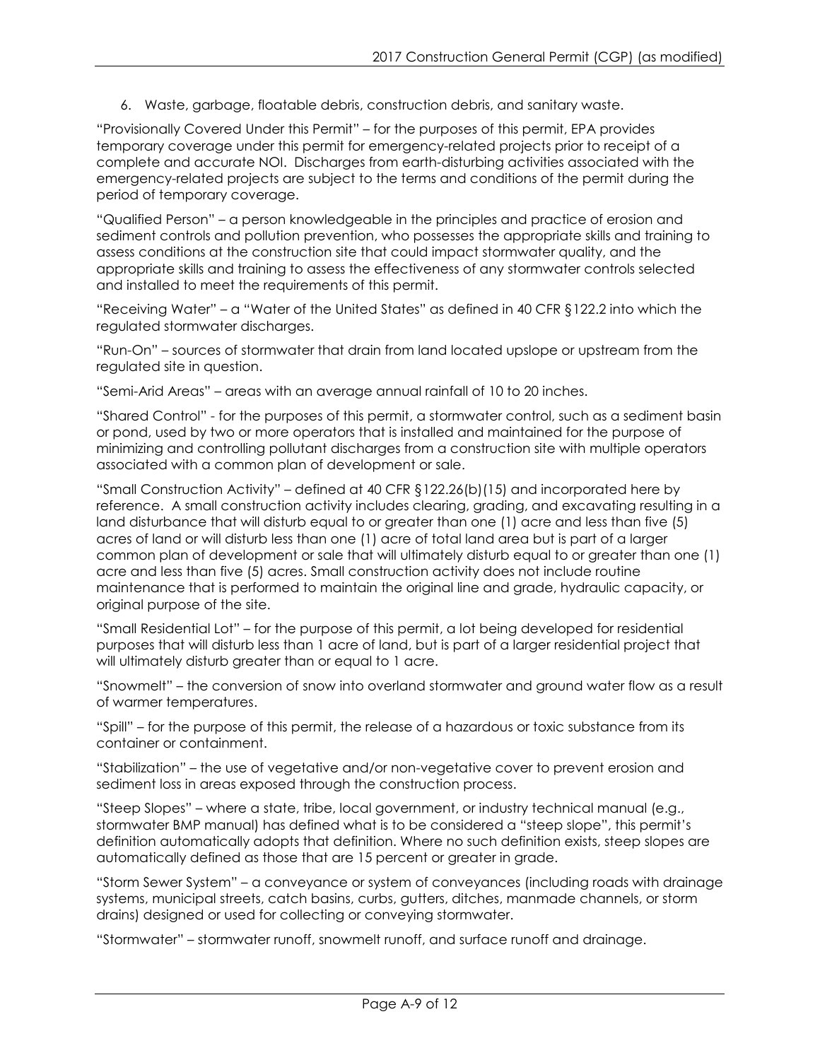6. Waste, garbage, floatable debris, construction debris, and sanitary waste.

"Provisionally Covered Under this Permit" – for the purposes of this permit, EPA provides temporary coverage under this permit for emergency-related projects prior to receipt of a complete and accurate NOI. Discharges from earth-disturbing activities associated with the emergency-related projects are subject to the terms and conditions of the permit during the period of temporary coverage.

"Qualified Person" – a person knowledgeable in the principles and practice of erosion and sediment controls and pollution prevention, who possesses the appropriate skills and training to assess conditions at the construction site that could impact stormwater quality, and the appropriate skills and training to assess the effectiveness of any stormwater controls selected and installed to meet the requirements of this permit.

"Receiving Water" – a "Water of the United States" as defined in 40 CFR §122.2 into which the regulated stormwater discharges.

"Run-On" – sources of stormwater that drain from land located upslope or upstream from the regulated site in question.

"Semi-Arid Areas" – areas with an average annual rainfall of 10 to 20 inches.

"Shared Control" - for the purposes of this permit, a stormwater control, such as a sediment basin or pond, used by two or more operators that is installed and maintained for the purpose of minimizing and controlling pollutant discharges from a construction site with multiple operators associated with a common plan of development or sale.

"Small Construction Activity" – defined at 40 CFR §122.26(b)(15) and incorporated here by reference. A small construction activity includes clearing, grading, and excavating resulting in a land disturbance that will disturb equal to or greater than one (1) acre and less than five (5) acres of land or will disturb less than one (1) acre of total land area but is part of a larger common plan of development or sale that will ultimately disturb equal to or greater than one (1) acre and less than five (5) acres. Small construction activity does not include routine maintenance that is performed to maintain the original line and grade, hydraulic capacity, or original purpose of the site.

"Small Residential Lot" – for the purpose of this permit, a lot being developed for residential purposes that will disturb less than 1 acre of land, but is part of a larger residential project that will ultimately disturb greater than or equal to 1 acre.

"Snowmelt" – the conversion of snow into overland stormwater and ground water flow as a result of warmer temperatures.

"Spill" – for the purpose of this permit, the release of a hazardous or toxic substance from its container or containment.

"Stabilization" – the use of vegetative and/or non-vegetative cover to prevent erosion and sediment loss in areas exposed through the construction process.

"Steep Slopes" – where a state, tribe, local government, or industry technical manual (e.g., stormwater BMP manual) has defined what is to be considered a "steep slope", this permit's definition automatically adopts that definition. Where no such definition exists, steep slopes are automatically defined as those that are 15 percent or greater in grade.

"Storm Sewer System" – a conveyance or system of conveyances (including roads with drainage systems, municipal streets, catch basins, curbs, gutters, ditches, manmade channels, or storm drains) designed or used for collecting or conveying stormwater.

"Stormwater" – stormwater runoff, snowmelt runoff, and surface runoff and drainage.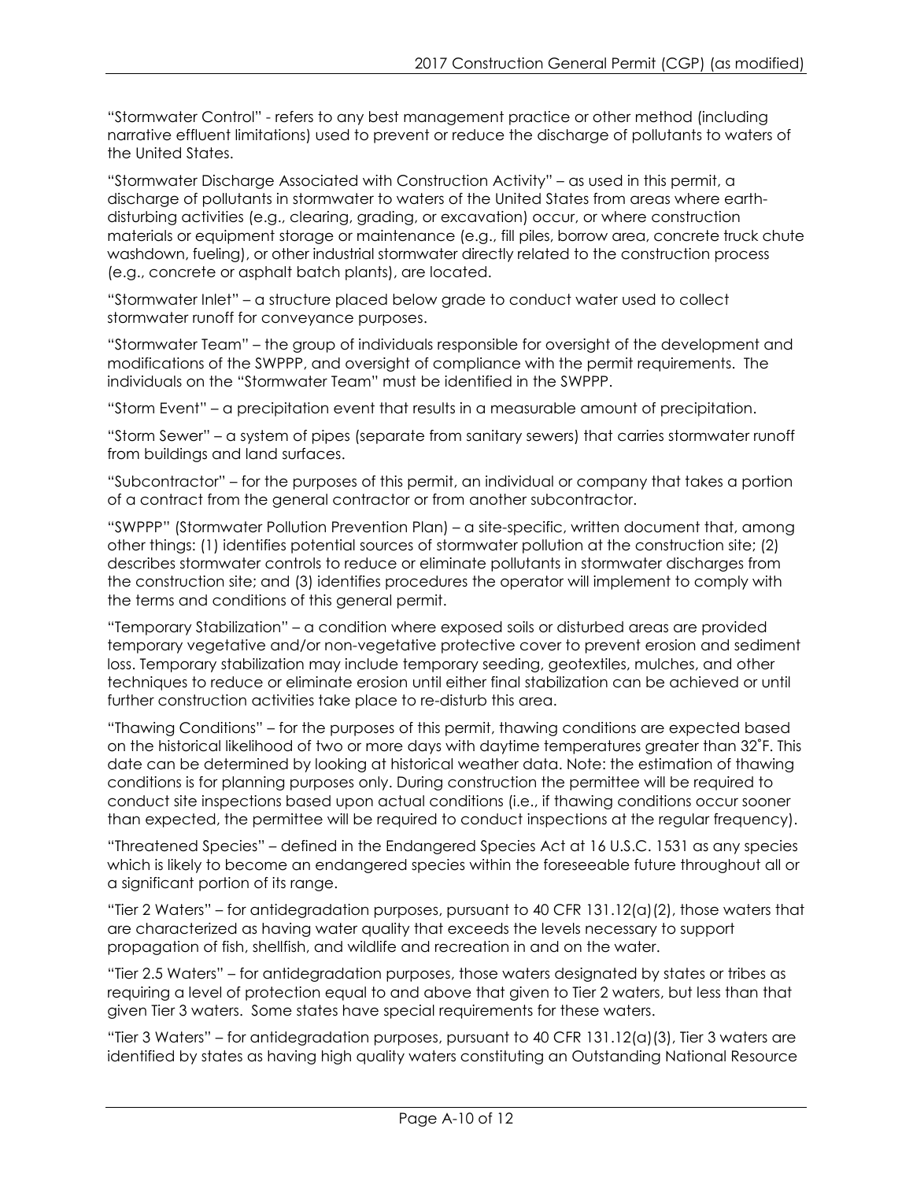"Stormwater Control" - refers to any best management practice or other method (including narrative effluent limitations) used to prevent or reduce the discharge of pollutants to waters of the United States.

"Stormwater Discharge Associated with Construction Activity" – as used in this permit, a discharge of pollutants in stormwater to waters of the United States from areas where earth-disturbing activities (e.g., clearing, grading, or excavation) occur, or where construction materials or equipment storage or maintenance (e.g., fill piles, borrow area, concrete truck chute washdown, fueling), or other industrial stormwater directly related to the construction process (e.g., concrete or asphalt batch plants), are located.

"Stormwater Inlet" – a structure placed below grade to conduct water used to collect stormwater runoff for conveyance purposes.

"Stormwater Team" – the group of individuals responsible for oversight of the development and modifications of the SWPPP, and oversight of compliance with the permit requirements. The individuals on the "Stormwater Team" must be identified in the SWPPP.

"Storm Event" – a precipitation event that results in a measurable amount of precipitation.

"Storm Sewer" – a system of pipes (separate from sanitary sewers) that carries stormwater runoff from buildings and land surfaces.

"Subcontractor" – for the purposes of this permit, an individual or company that takes a portion of a contract from the general contractor or from another subcontractor.

"SWPPP" (Stormwater Pollution Prevention Plan) – a site-specific, written document that, among other things: (1) identifies potential sources of stormwater pollution at the construction site; (2) describes stormwater controls to reduce or eliminate pollutants in stormwater discharges from the construction site; and (3) identifies procedures the operator will implement to comply with the terms and conditions of this general permit.

"Temporary Stabilization" – a condition where exposed soils or disturbed areas are provided temporary vegetative and/or non-vegetative protective cover to prevent erosion and sediment loss. Temporary stabilization may include temporary seeding, geotextiles, mulches, and other techniques to reduce or eliminate erosion until either final stabilization can be achieved or until further construction activities take place to re-disturb this area.

"Thawing Conditions" – for the purposes of this permit, thawing conditions are expected based on the historical likelihood of two or more days with daytime temperatures greater than 32˚F. This date can be determined by looking at historical weather data. Note: the estimation of thawing conditions is for planning purposes only. During construction the permittee will be required to conduct site inspections based upon actual conditions (i.e., if thawing conditions occur sooner than expected, the permittee will be required to conduct inspections at the regular frequency).

"Threatened Species" – defined in the Endangered Species Act at 16 U.S.C. 1531 as any species which is likely to become an endangered species within the foreseeable future throughout all or a significant portion of its range.

"Tier 2 Waters" – for antidegradation purposes, pursuant to 40 CFR 131.12(a)(2), those waters that are characterized as having water quality that exceeds the levels necessary to support propagation of fish, shellfish, and wildlife and recreation in and on the water.

"Tier 2.5 Waters" – for antidegradation purposes, those waters designated by states or tribes as requiring a level of protection equal to and above that given to Tier 2 waters, but less than that given Tier 3 waters. Some states have special requirements for these waters.

"Tier 3 Waters" – for antidegradation purposes, pursuant to 40 CFR 131.12(a)(3), Tier 3 waters are identified by states as having high quality waters constituting an Outstanding National Resource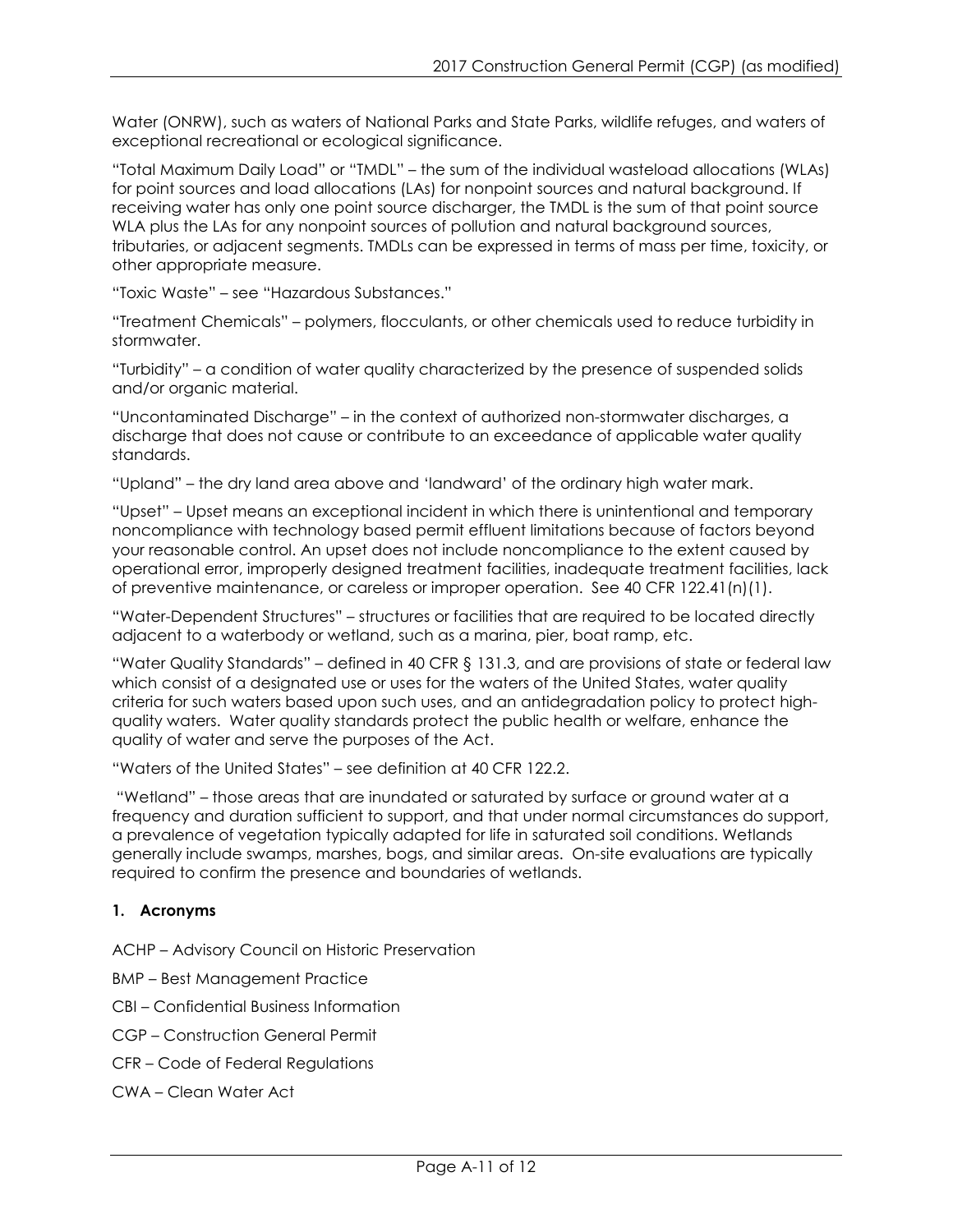Water (ONRW), such as waters of National Parks and State Parks, wildlife refuges, and waters of exceptional recreational or ecological significance.

"Total Maximum Daily Load" or "TMDL" – the sum of the individual wasteload allocations (WLAs) for point sources and load allocations (LAs) for nonpoint sources and natural background. If receiving water has only one point source discharger, the TMDL is the sum of that point source WLA plus the LAs for any nonpoint sources of pollution and natural background sources, tributaries, or adjacent segments. TMDLs can be expressed in terms of mass per time, toxicity, or other appropriate measure.

"Toxic Waste" – see "Hazardous Substances."

"Treatment Chemicals" – polymers, flocculants, or other chemicals used to reduce turbidity in stormwater.

"Turbidity" – a condition of water quality characterized by the presence of suspended solids and/or organic material.

"Uncontaminated Discharge" – in the context of authorized non-stormwater discharges, a discharge that does not cause or contribute to an exceedance of applicable water quality standards.

"Upland" – the dry land area above and 'landward' of the ordinary high water mark.

"Upset" – Upset means an exceptional incident in which there is unintentional and temporary noncompliance with technology based permit effluent limitations because of factors beyond your reasonable control. An upset does not include noncompliance to the extent caused by operational error, improperly designed treatment facilities, inadequate treatment facilities, lack of preventive maintenance, or careless or improper operation. See 40 CFR 122.41(n)(1).

"Water-Dependent Structures" – structures or facilities that are required to be located directly adjacent to a waterbody or wetland, such as a marina, pier, boat ramp, etc.

"Water Quality Standards" – defined in 40 CFR § 131.3, and are provisions of state or federal law which consist of a designated use or uses for the waters of the United States, water quality criteria for such waters based upon such uses, and an antidegradation policy to protect high-quality waters. Water quality standards protect the public health or welfare, enhance the quality of water and serve the purposes of the Act.

"Waters of the United States" – see definition at 40 CFR 122.2.

"Wetland" – those areas that are inundated or saturated by surface or ground water at a frequency and duration sufficient to support, and that under normal circumstances do support, a prevalence of vegetation typically adapted for life in saturated soil conditions. Wetlands generally include swamps, marshes, bogs, and similar areas. On-site evaluations are typically required to confirm the presence and boundaries of wetlands.

### 1. Acronyms

ACHP – Advisory Council on Historic Preservation

BMP – Best Management Practice

CBI – Confidential Business Information

CGP – Construction General Permit

CFR – Code of Federal Regulations

CWA – Clean Water Act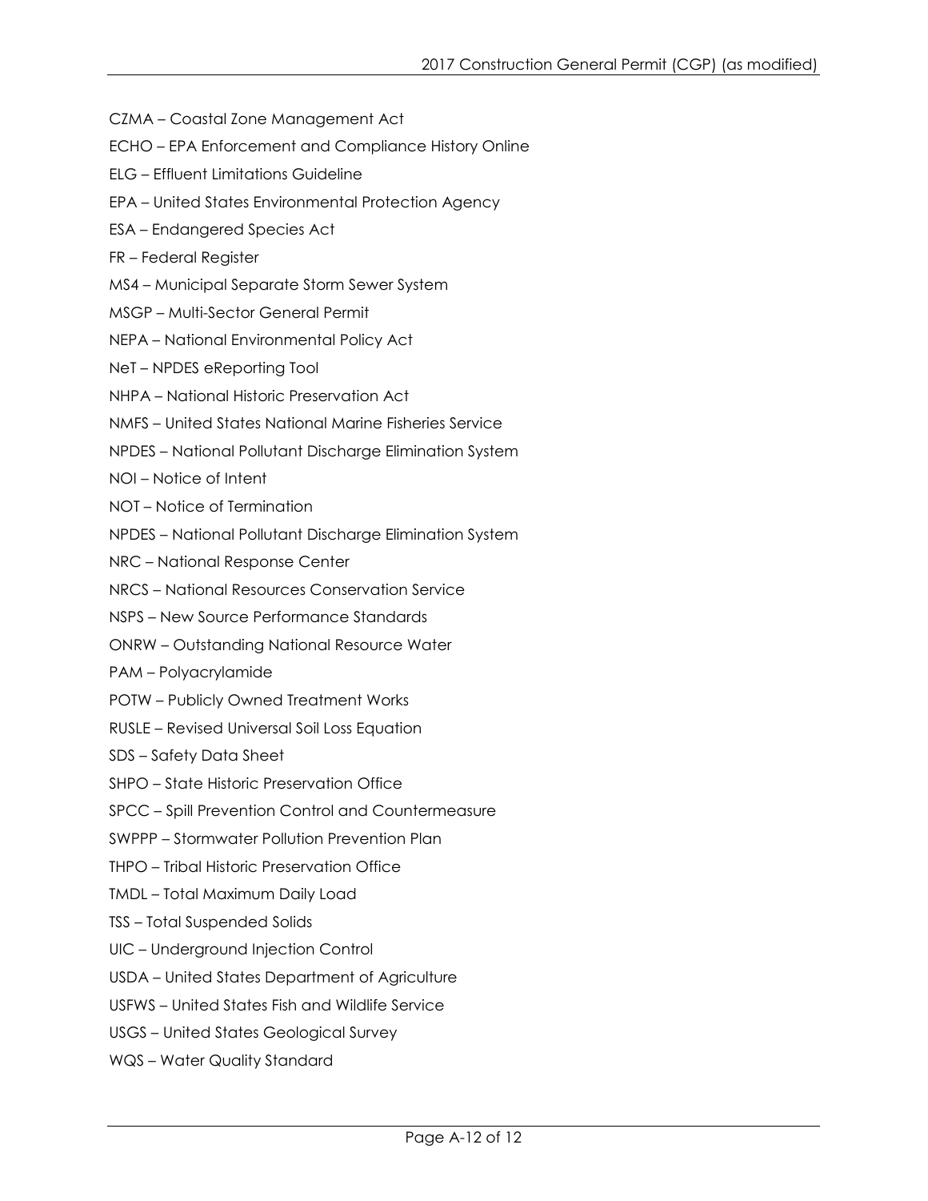CZMA – Coastal Zone Management Act

ECHO – EPA Enforcement and Compliance History Online

ELG – Effluent Limitations Guideline

EPA – United States Environmental Protection Agency

ESA – Endangered Species Act

FR – Federal Register

MS4 – Municipal Separate Storm Sewer System

MSGP – Multi-Sector General Permit

NEPA – National Environmental Policy Act

NeT – NPDES eReporting Tool

NHPA – National Historic Preservation Act

NMFS – United States National Marine Fisheries Service

NPDES – National Pollutant Discharge Elimination System

NOI – Notice of Intent

NOT – Notice of Termination

NPDES – National Pollutant Discharge Elimination System

NRC – National Response Center

NRCS – National Resources Conservation Service

NSPS – New Source Performance Standards

ONRW – Outstanding National Resource Water

PAM – Polyacrylamide

POTW – Publicly Owned Treatment Works

RUSLE – Revised Universal Soil Loss Equation

SDS – Safety Data Sheet

SHPO – State Historic Preservation Office

SPCC – Spill Prevention Control and Countermeasure

SWPPP – Stormwater Pollution Prevention Plan

THPO – Tribal Historic Preservation Office

TMDL – Total Maximum Daily Load

TSS – Total Suspended Solids

UIC – Underground Injection Control

USDA – United States Department of Agriculture

USFWS – United States Fish and Wildlife Service

USGS – United States Geological Survey

WQS – Water Quality Standard